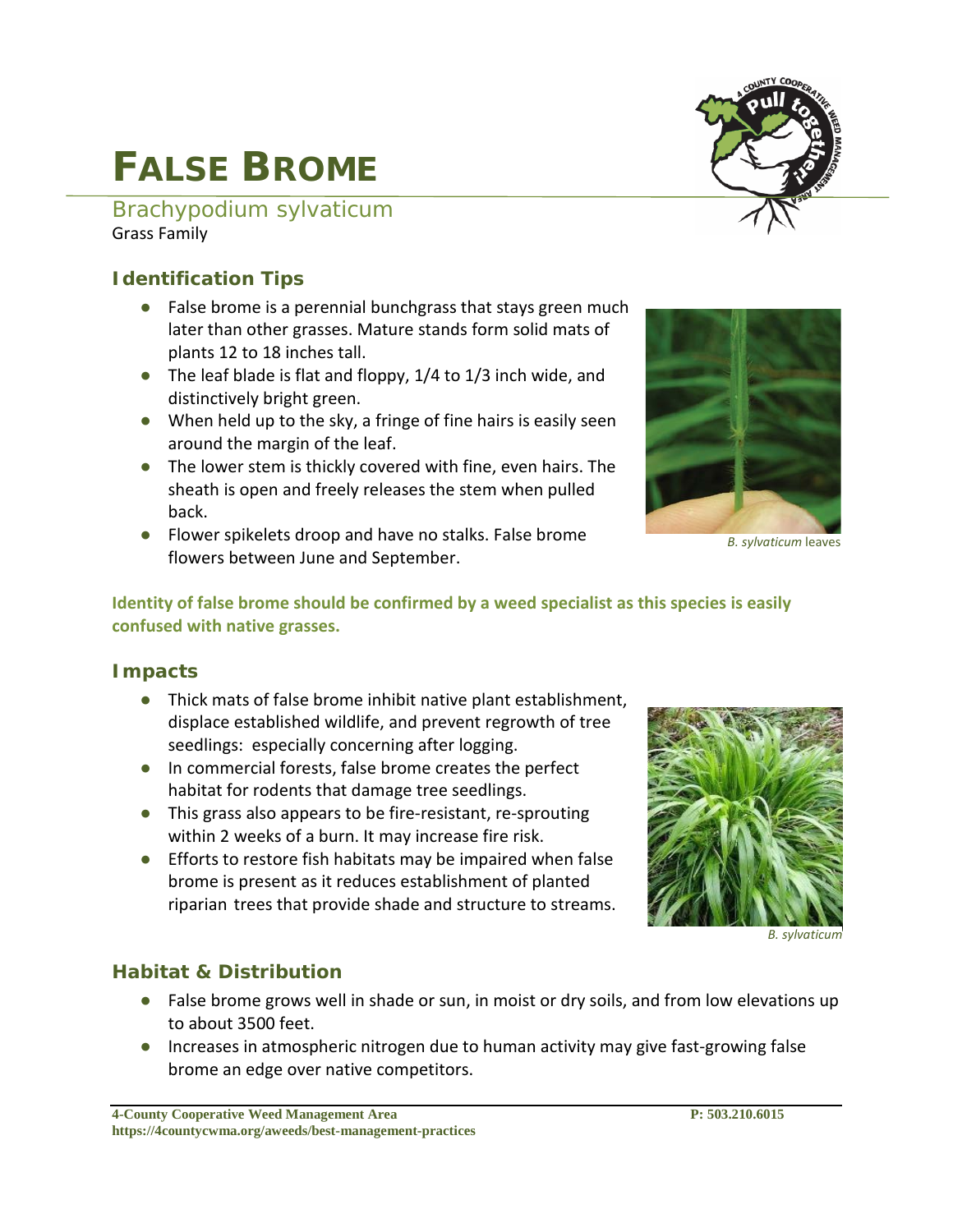# FALSE BROME

## Brachypodium sylvaticum

Grass Family

### Identification Tips

- False brome is a perennial bunchgrass that stays green much later than other grasses. Mature stands form solid mats of plants 12 to 18 inches tall.
- The leaf blade is flat and floppy, 1/4 to 1/3 inch wide, and distinctively bright green.
- When held up to the sky, a fringe of fine hairs is easily seen around the margin of the leaf.
- The lower stem is thickly covered with fine, even hairs. The sheath is open and freely releases the stem when pulled back.
- Flower spikelets droop and have no stalks. False brome flowers between June and September.

*B. sylvaticum* leaves

**Identity of false brome should be confirmed by a weed specialist as this species is easily confused with native grasses.**

### Impacts

- Thick mats of false brome inhibit native plant establishment, displace established wildlife, and prevent regrowth of tree seedlings: especially concerning after logging.
- In commercial forests, false brome creates the perfect habitat for rodents that damage tree seedlings.
- This grass also appears to be fire-resistant, re-sprouting within 2 weeks of a burn. It may increase fire risk.
- Efforts to restore fish habitats may be impaired when false brome is present as it reduces establishment of planted riparian trees that provide shade and structure to streams.

*B. sylvaticum*

### Habitat & Distribution

- False brome grows well in shade or sun, in moist or dry soils, and from low elevations up to about 3500 feet.
- Increases in atmospheric nitrogen due to human activity may give fast-growing false brome an edge over native competitors.

**4-County Cooperative Weed Management Area** **P: 503.210.6015**
**https://4countycwma.org/aweeds/best-management-practices**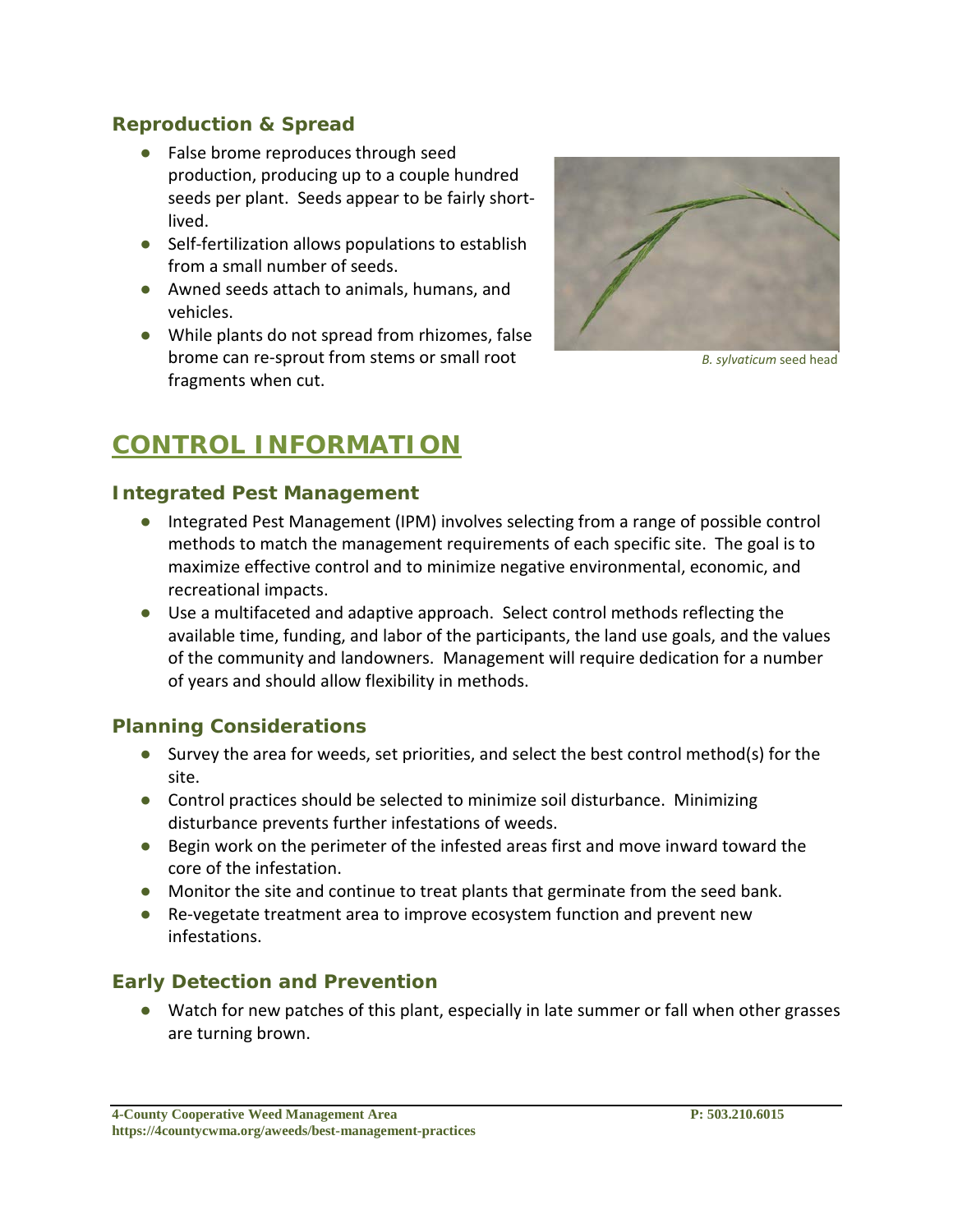### Reproduction & Spread

- False brome reproduces through seed production, producing up to a couple hundred seeds per plant. Seeds appear to be fairly short-lived.
- Self-fertilization allows populations to establish from a small number of seeds.
- Awned seeds attach to animals, humans, and vehicles.
- While plants do not spread from rhizomes, false brome can re-sprout from stems or small root fragments when cut.

*B. sylvaticum* seed head

## CONTROL INFORMATION

### Integrated Pest Management

- Integrated Pest Management (IPM) involves selecting from a range of possible control methods to match the management requirements of each specific site. The goal is to maximize effective control and to minimize negative environmental, economic, and recreational impacts.
- Use a multifaceted and adaptive approach. Select control methods reflecting the available time, funding, and labor of the participants, the land use goals, and the values of the community and landowners. Management will require dedication for a number of years and should allow flexibility in methods.

### Planning Considerations

- Survey the area for weeds, set priorities, and select the best control method(s) for the site.
- Control practices should be selected to minimize soil disturbance. Minimizing disturbance prevents further infestations of weeds.
- Begin work on the perimeter of the infested areas first and move inward toward the core of the infestation.
- Monitor the site and continue to treat plants that germinate from the seed bank.
- Re-vegetate treatment area to improve ecosystem function and prevent new infestations.

### Early Detection and Prevention

- Watch for new patches of this plant, especially in late summer or fall when other grasses are turning brown.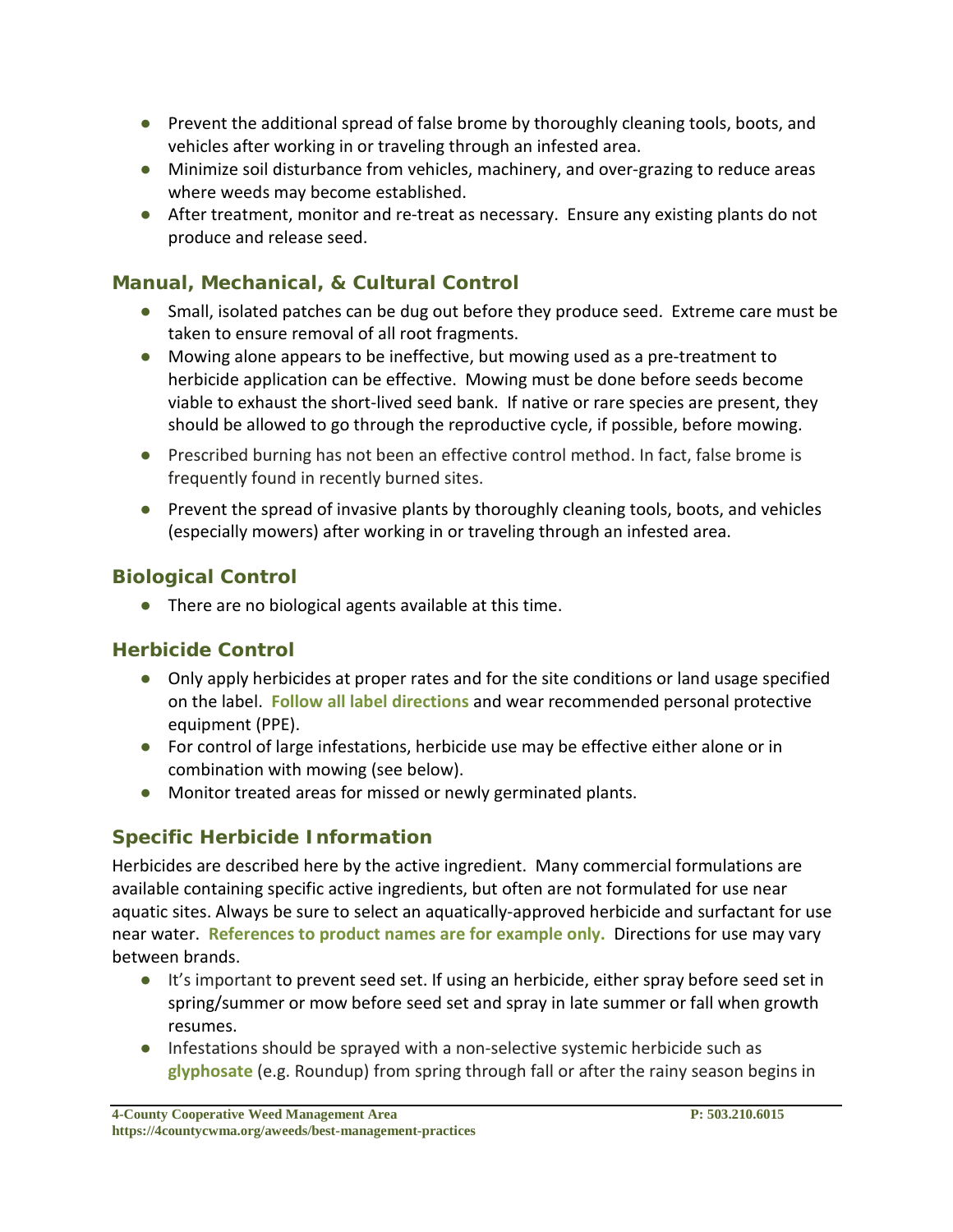- Prevent the additional spread of false brome by thoroughly cleaning tools, boots, and vehicles after working in or traveling through an infested area.
- Minimize soil disturbance from vehicles, machinery, and over-grazing to reduce areas where weeds may become established.
- After treatment, monitor and re-treat as necessary. Ensure any existing plants do not produce and release seed.

## Manual, Mechanical, & Cultural Control

- Small, isolated patches can be dug out before they produce seed. Extreme care must be taken to ensure removal of all root fragments.
- Mowing alone appears to be ineffective, but mowing used as a pre-treatment to herbicide application can be effective. Mowing must be done before seeds become viable to exhaust the short-lived seed bank. If native or rare species are present, they should be allowed to go through the reproductive cycle, if possible, before mowing.
- Prescribed burning has not been an effective control method. In fact, false brome is frequently found in recently burned sites.
- Prevent the spread of invasive plants by thoroughly cleaning tools, boots, and vehicles (especially mowers) after working in or traveling through an infested area.

## Biological Control

- There are no biological agents available at this time.

## Herbicide Control

- Only apply herbicides at proper rates and for the site conditions or land usage specified on the label. **Follow all label directions** and wear recommended personal protective equipment (PPE).
- For control of large infestations, herbicide use may be effective either alone or in combination with mowing (see below).
- Monitor treated areas for missed or newly germinated plants.

## Specific Herbicide Information

Herbicides are described here by the active ingredient. Many commercial formulations are available containing specific active ingredients, but often are not formulated for use near aquatic sites. Always be sure to select an aquatically-approved herbicide and surfactant for use near water. **References to product names are for example only.** Directions for use may vary between brands.

- It's important to prevent seed set. If using an herbicide, either spray before seed set in spring/summer or mow before seed set and spray in late summer or fall when growth resumes.
- Infestations should be sprayed with a non-selective systemic herbicide such as **glyphosate** (e.g. Roundup) from spring through fall or after the rainy season begins in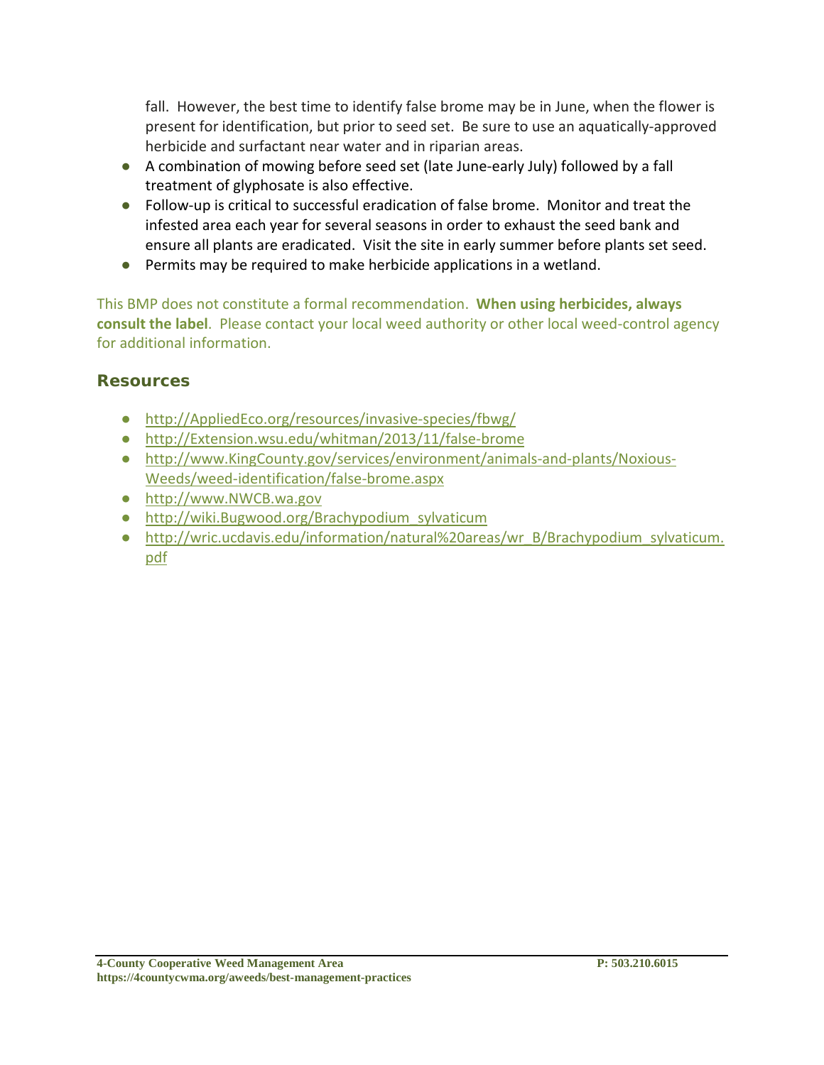fall. However, the best time to identify false brome may be in June, when the flower is present for identification, but prior to seed set. Be sure to use an aquatically-approved herbicide and surfactant near water and in riparian areas.

- A combination of mowing before seed set (late June-early July) followed by a fall treatment of glyphosate is also effective.
- Follow-up is critical to successful eradication of false brome. Monitor and treat the infested area each year for several seasons in order to exhaust the seed bank and ensure all plants are eradicated. Visit the site in early summer before plants set seed.
- Permits may be required to make herbicide applications in a wetland.

This BMP does not constitute a formal recommendation. **When using herbicides, always consult the label**. Please contact your local weed authority or other local weed-control agency for additional information.

## Resources

- http://AppliedEco.org/resources/invasive-species/fbwg/
- http://Extension.wsu.edu/whitman/2013/11/false-brome
- http://www.KingCounty.gov/services/environment/animals-and-plants/Noxious-Weeds/weed-identification/false-brome.aspx
- http://www.NWCB.wa.gov
- http://wiki.Bugwood.org/Brachypodium_sylvaticum
- http://wric.ucdavis.edu/information/natural%20areas/wr_B/Brachypodium_sylvaticum.pdf